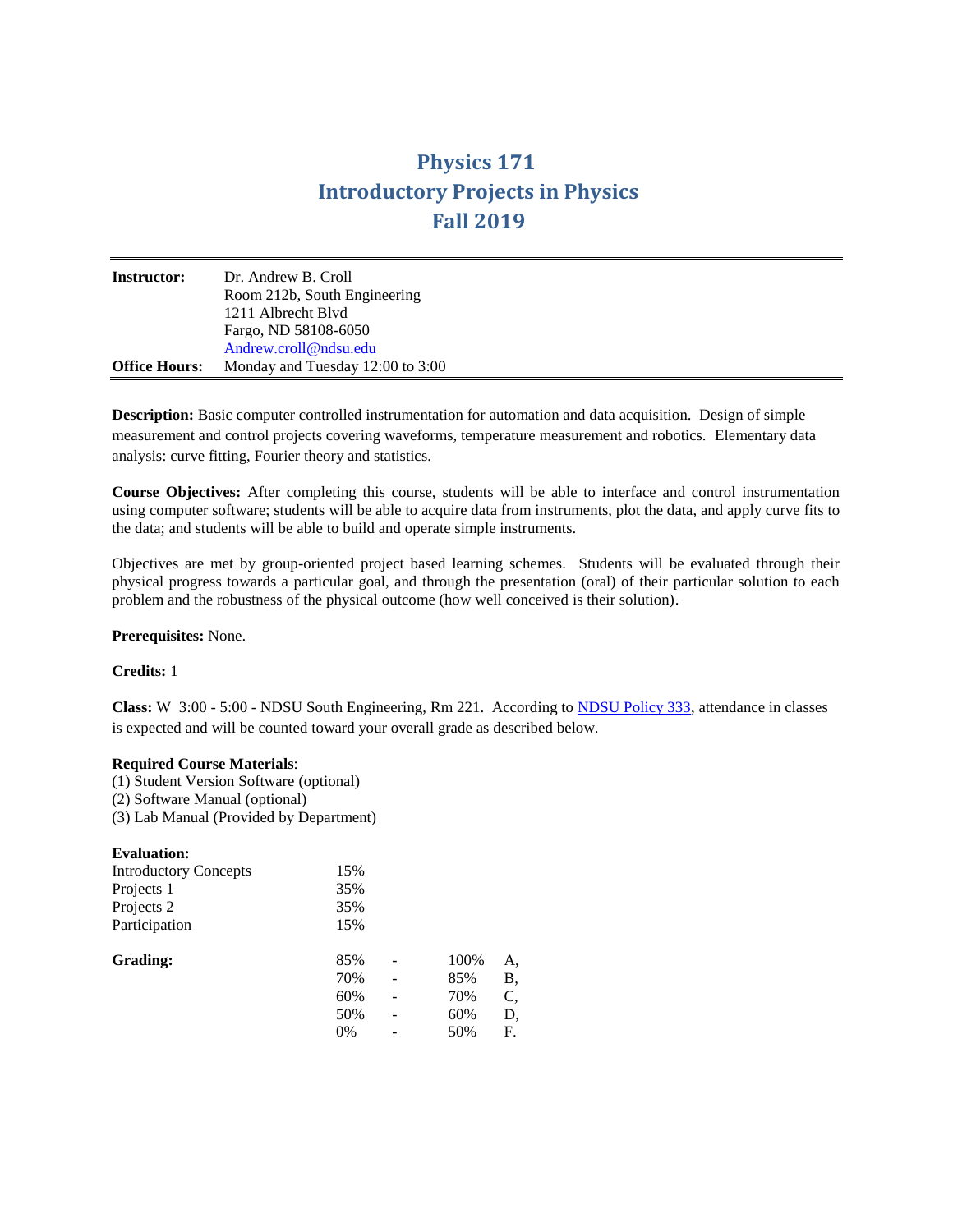# Physics 171
# Introductory Projects in Physics
# Fall 2019

| | |
|---|---|
| **Instructor:** | Dr. Andrew B. Croll<br>Room 212b, South Engineering<br>1211 Albrecht Blvd<br>Fargo, ND 58108-6050<br>Andrew.croll@ndsu.edu |
| **Office Hours:** | Monday and Tuesday 12:00 to 3:00 |

**Description:** Basic computer controlled instrumentation for automation and data acquisition. Design of simple measurement and control projects covering waveforms, temperature measurement and robotics. Elementary data analysis: curve fitting, Fourier theory and statistics.

**Course Objectives:** After completing this course, students will be able to interface and control instrumentation using computer software; students will be able to acquire data from instruments, plot the data, and apply curve fits to the data; and students will be able to build and operate simple instruments.

Objectives are met by group-oriented project based learning schemes. Students will be evaluated through their physical progress towards a particular goal, and through the presentation (oral) of their particular solution to each problem and the robustness of the physical outcome (how well conceived is their solution).

**Prerequisites:** None.

**Credits:** 1

**Class:** W 3:00 - 5:00 - NDSU South Engineering, Rm 221. According to NDSU Policy 333, attendance in classes is expected and will be counted toward your overall grade as described below.

**Required Course Materials**:
(1) Student Version Software (optional)
(2) Software Manual (optional)
(3) Lab Manual (Provided by Department)

**Evaluation:**

| | |
|---|---|
| Introductory Concepts | 15% |
| Projects 1 | 35% |
| Projects 2 | 35% |
| Participation | 15% |

**Grading:**

| | | | |
|---|---|---|---|
| 85% | - | 100% | A, |
| 70% | - | 85% | B, |
| 60% | - | 70% | C, |
| 50% | - | 60% | D, |
| 0% | - | 50% | F. |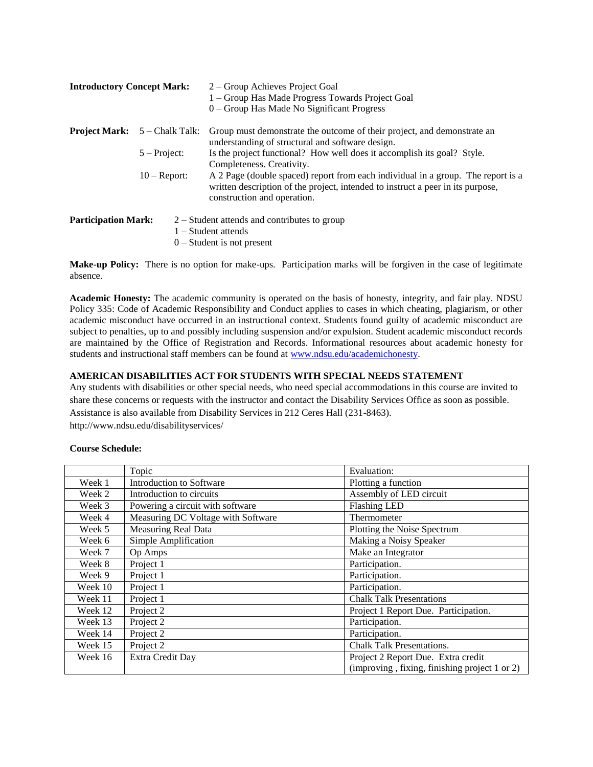**Introductory Concept Mark:** 2 – Group Achieves Project Goal
1 – Group Has Made Progress Towards Project Goal
0 – Group Has Made No Significant Progress

**Project Mark:**

5 – Chalk Talk: Group must demonstrate the outcome of their project, and demonstrate an understanding of structural and software design.

5 – Project: Is the project functional? How well does it accomplish its goal? Style. Completeness. Creativity.

10 – Report: A 2 Page (double spaced) report from each individual in a group. The report is a written description of the project, intended to instruct a peer in its purpose, construction and operation.

**Participation Mark:** 2 – Student attends and contributes to group
1 – Student attends
0 – Student is not present

**Make-up Policy:** There is no option for make-ups. Participation marks will be forgiven in the case of legitimate absence.

**Academic Honesty:** The academic community is operated on the basis of honesty, integrity, and fair play. NDSU Policy 335: Code of Academic Responsibility and Conduct applies to cases in which cheating, plagiarism, or other academic misconduct have occurred in an instructional context. Students found guilty of academic misconduct are subject to penalties, up to and possibly including suspension and/or expulsion. Student academic misconduct records are maintained by the Office of Registration and Records. Informational resources about academic honesty for students and instructional staff members can be found at www.ndsu.edu/academichonesty.

**AMERICAN DISABILITIES ACT FOR STUDENTS WITH SPECIAL NEEDS STATEMENT**

Any students with disabilities or other special needs, who need special accommodations in this course are invited to share these concerns or requests with the instructor and contact the Disability Services Office as soon as possible. Assistance is also available from Disability Services in 212 Ceres Hall (231-8463).
http://www.ndsu.edu/disabilityservices/

**Course Schedule:**

| | Topic | Evaluation: |
|---|---|---|
| Week 1 | Introduction to Software | Plotting a function |
| Week 2 | Introduction to circuits | Assembly of LED circuit |
| Week 3 | Powering a circuit with software | Flashing LED |
| Week 4 | Measuring DC Voltage with Software | Thermometer |
| Week 5 | Measuring Real Data | Plotting the Noise Spectrum |
| Week 6 | Simple Amplification | Making a Noisy Speaker |
| Week 7 | Op Amps | Make an Integrator |
| Week 8 | Project 1 | Participation. |
| Week 9 | Project 1 | Participation. |
| Week 10 | Project 1 | Participation. |
| Week 11 | Project 1 | Chalk Talk Presentations |
| Week 12 | Project 2 | Project 1 Report Due. Participation. |
| Week 13 | Project 2 | Participation. |
| Week 14 | Project 2 | Participation. |
| Week 15 | Project 2 | Chalk Talk Presentations. |
| Week 16 | Extra Credit Day | Project 2 Report Due. Extra credit (improving , fixing, finishing project 1 or 2) |